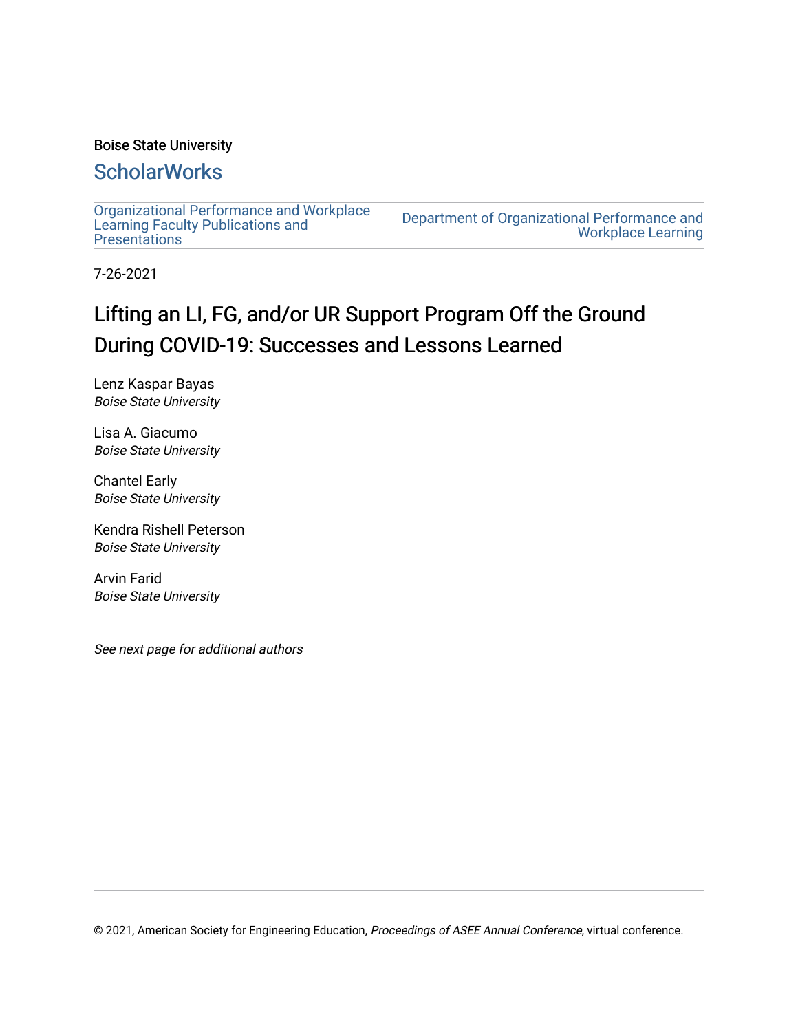Boise State University

## ScholarWorks

Organizational Performance and Workplace Learning Faculty Publications and Presentations

Department of Organizational Performance and Workplace Learning

7-26-2021

# Lifting an LI, FG, and/or UR Support Program Off the Ground During COVID-19: Successes and Lessons Learned

Lenz Kaspar Bayas
*Boise State University*

Lisa A. Giacumo
*Boise State University*

Chantel Early
*Boise State University*

Kendra Rishell Peterson
*Boise State University*

Arvin Farid
*Boise State University*

*See next page for additional authors*

© 2021, American Society for Engineering Education, *Proceedings of ASEE Annual Conference*, virtual conference.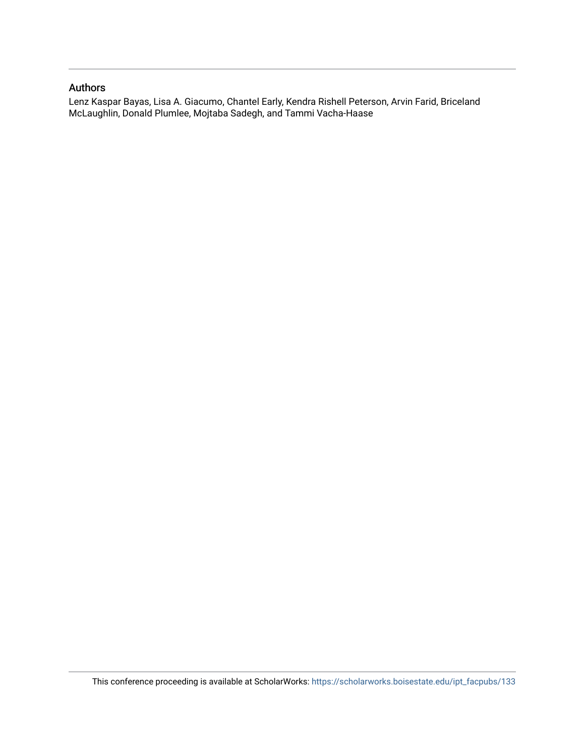## Authors

Lenz Kaspar Bayas, Lisa A. Giacumo, Chantel Early, Kendra Rishell Peterson, Arvin Farid, Briceland McLaughlin, Donald Plumlee, Mojtaba Sadegh, and Tammi Vacha-Haase

This conference proceeding is available at ScholarWorks: https://scholarworks.boisestate.edu/ipt_facpubs/133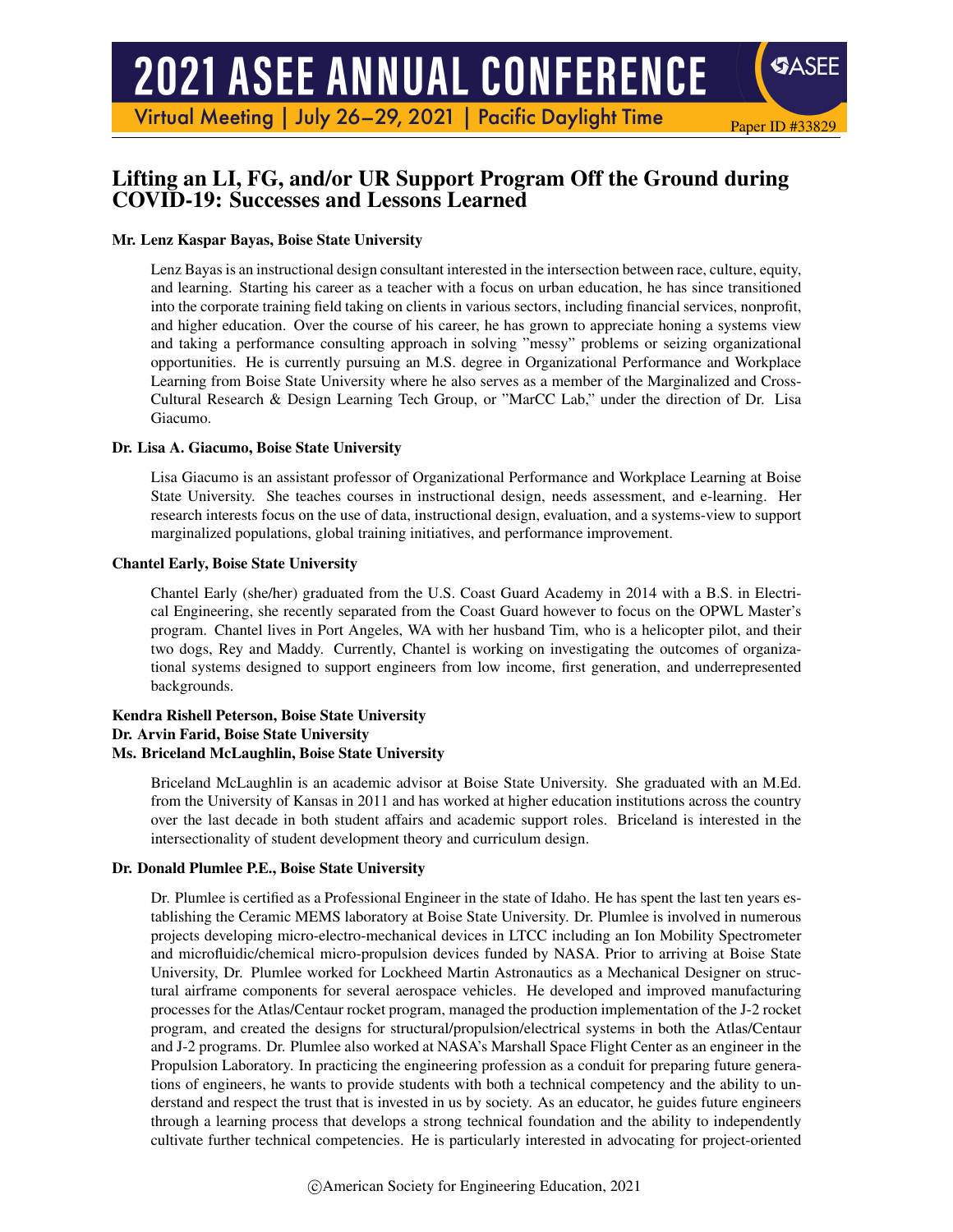# Lifting an LI, FG, and/or UR Support Program Off the Ground during COVID-19: Successes and Lessons Learned

**Mr. Lenz Kaspar Bayas, Boise State University**

Lenz Bayas is an instructional design consultant interested in the intersection between race, culture, equity, and learning. Starting his career as a teacher with a focus on urban education, he has since transitioned into the corporate training field taking on clients in various sectors, including financial services, nonprofit, and higher education. Over the course of his career, he has grown to appreciate honing a systems view and taking a performance consulting approach in solving "messy" problems or seizing organizational opportunities. He is currently pursuing an M.S. degree in Organizational Performance and Workplace Learning from Boise State University where he also serves as a member of the Marginalized and Cross-Cultural Research & Design Learning Tech Group, or "MarCC Lab," under the direction of Dr. Lisa Giacumo.

**Dr. Lisa A. Giacumo, Boise State University**

Lisa Giacumo is an assistant professor of Organizational Performance and Workplace Learning at Boise State University. She teaches courses in instructional design, needs assessment, and e-learning. Her research interests focus on the use of data, instructional design, evaluation, and a systems-view to support marginalized populations, global training initiatives, and performance improvement.

**Chantel Early, Boise State University**

Chantel Early (she/her) graduated from the U.S. Coast Guard Academy in 2014 with a B.S. in Electrical Engineering, she recently separated from the Coast Guard however to focus on the OPWL Master's program. Chantel lives in Port Angeles, WA with her husband Tim, who is a helicopter pilot, and their two dogs, Rey and Maddy. Currently, Chantel is working on investigating the outcomes of organizational systems designed to support engineers from low income, first generation, and underrepresented backgrounds.

**Kendra Rishell Peterson, Boise State University**
**Dr. Arvin Farid, Boise State University**
**Ms. Briceland McLaughlin, Boise State University**

Briceland McLaughlin is an academic advisor at Boise State University. She graduated with an M.Ed. from the University of Kansas in 2011 and has worked at higher education institutions across the country over the last decade in both student affairs and academic support roles. Briceland is interested in the intersectionality of student development theory and curriculum design.

**Dr. Donald Plumlee P.E., Boise State University**

Dr. Plumlee is certified as a Professional Engineer in the state of Idaho. He has spent the last ten years establishing the Ceramic MEMS laboratory at Boise State University. Dr. Plumlee is involved in numerous projects developing micro-electro-mechanical devices in LTCC including an Ion Mobility Spectrometer and microfluidic/chemical micro-propulsion devices funded by NASA. Prior to arriving at Boise State University, Dr. Plumlee worked for Lockheed Martin Astronautics as a Mechanical Designer on structural airframe components for several aerospace vehicles. He developed and improved manufacturing processes for the Atlas/Centaur rocket program, managed the production implementation of the J-2 rocket program, and created the designs for structural/propulsion/electrical systems in both the Atlas/Centaur and J-2 programs. Dr. Plumlee also worked at NASA's Marshall Space Flight Center as an engineer in the Propulsion Laboratory. In practicing the engineering profession as a conduit for preparing future generations of engineers, he wants to provide students with both a technical competency and the ability to understand and respect the trust that is invested in us by society. As an educator, he guides future engineers through a learning process that develops a strong technical foundation and the ability to independently cultivate further technical competencies. He is particularly interested in advocating for project-oriented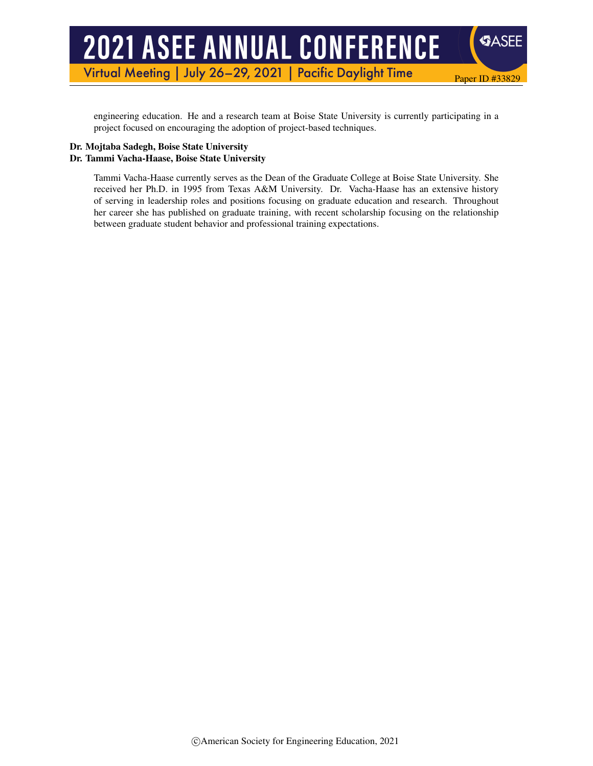engineering education. He and a research team at Boise State University is currently participating in a project focused on encouraging the adoption of project-based techniques.

**Dr. Mojtaba Sadegh, Boise State University**

**Dr. Tammi Vacha-Haase, Boise State University**

Tammi Vacha-Haase currently serves as the Dean of the Graduate College at Boise State University. She received her Ph.D. in 1995 from Texas A&M University. Dr. Vacha-Haase has an extensive history of serving in leadership roles and positions focusing on graduate education and research. Throughout her career she has published on graduate training, with recent scholarship focusing on the relationship between graduate student behavior and professional training expectations.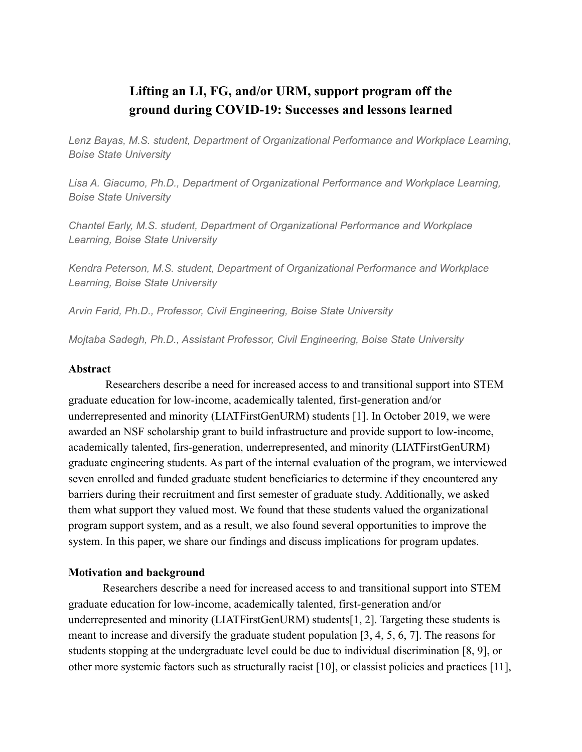# Lifting an LI, FG, and/or URM, support program off the ground during COVID-19: Successes and lessons learned

*Lenz Bayas, M.S. student, Department of Organizational Performance and Workplace Learning, Boise State University*

*Lisa A. Giacumo, Ph.D., Department of Organizational Performance and Workplace Learning, Boise State University*

*Chantel Early, M.S. student, Department of Organizational Performance and Workplace Learning, Boise State University*

*Kendra Peterson, M.S. student, Department of Organizational Performance and Workplace Learning, Boise State University*

*Arvin Farid, Ph.D., Professor, Civil Engineering, Boise State University*

*Mojtaba Sadegh, Ph.D., Assistant Professor, Civil Engineering, Boise State University*

**Abstract**

Researchers describe a need for increased access to and transitional support into STEM graduate education for low-income, academically talented, first-generation and/or underrepresented and minority (LIATFirstGenURM) students [1]. In October 2019, we were awarded an NSF scholarship grant to build infrastructure and provide support to low-income, academically talented, firs-generation, underrepresented, and minority (LIATFirstGenURM) graduate engineering students. As part of the internal evaluation of the program, we interviewed seven enrolled and funded graduate student beneficiaries to determine if they encountered any barriers during their recruitment and first semester of graduate study. Additionally, we asked them what support they valued most. We found that these students valued the organizational program support system, and as a result, we also found several opportunities to improve the system. In this paper, we share our findings and discuss implications for program updates.

**Motivation and background**

Researchers describe a need for increased access to and transitional support into STEM graduate education for low-income, academically talented, first-generation and/or underrepresented and minority (LIATFirstGenURM) students[1, 2]. Targeting these students is meant to increase and diversify the graduate student population [3, 4, 5, 6, 7]. The reasons for students stopping at the undergraduate level could be due to individual discrimination [8, 9], or other more systemic factors such as structurally racist [10], or classist policies and practices [11],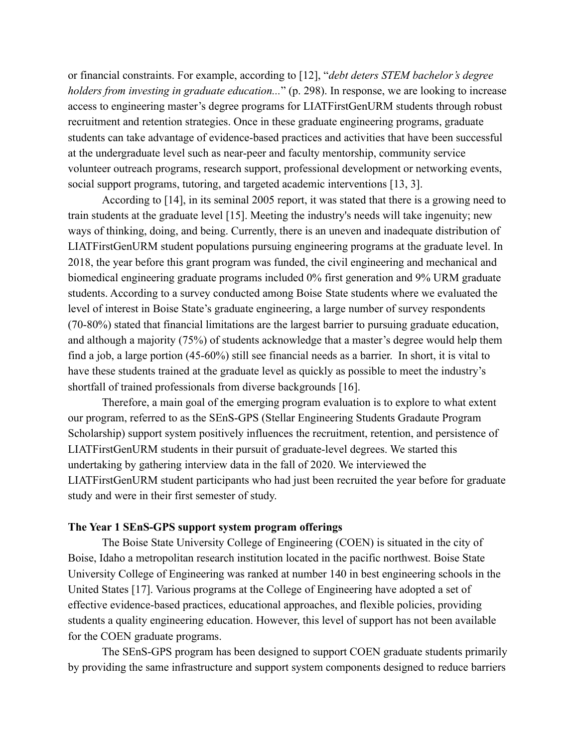or financial constraints. For example, according to [12], "*debt deters STEM bachelor's degree holders from investing in graduate education...*" (p. 298). In response, we are looking to increase access to engineering master's degree programs for LIATFirstGenURM students through robust recruitment and retention strategies. Once in these graduate engineering programs, graduate students can take advantage of evidence-based practices and activities that have been successful at the undergraduate level such as near-peer and faculty mentorship, community service volunteer outreach programs, research support, professional development or networking events, social support programs, tutoring, and targeted academic interventions [13, 3].

According to [14], in its seminal 2005 report, it was stated that there is a growing need to train students at the graduate level [15]. Meeting the industry's needs will take ingenuity; new ways of thinking, doing, and being. Currently, there is an uneven and inadequate distribution of LIATFirstGenURM student populations pursuing engineering programs at the graduate level. In 2018, the year before this grant program was funded, the civil engineering and mechanical and biomedical engineering graduate programs included 0% first generation and 9% URM graduate students. According to a survey conducted among Boise State students where we evaluated the level of interest in Boise State's graduate engineering, a large number of survey respondents (70-80%) stated that financial limitations are the largest barrier to pursuing graduate education, and although a majority (75%) of students acknowledge that a master's degree would help them find a job, a large portion (45-60%) still see financial needs as a barrier. In short, it is vital to have these students trained at the graduate level as quickly as possible to meet the industry's shortfall of trained professionals from diverse backgrounds [16].

Therefore, a main goal of the emerging program evaluation is to explore to what extent our program, referred to as the SEnS-GPS (Stellar Engineering Students Gradaute Program Scholarship) support system positively influences the recruitment, retention, and persistence of LIATFirstGenURM students in their pursuit of graduate-level degrees. We started this undertaking by gathering interview data in the fall of 2020. We interviewed the LIATFirstGenURM student participants who had just been recruited the year before for graduate study and were in their first semester of study.

**The Year 1 SEnS-GPS support system program offerings**

The Boise State University College of Engineering (COEN) is situated in the city of Boise, Idaho a metropolitan research institution located in the pacific northwest. Boise State University College of Engineering was ranked at number 140 in best engineering schools in the United States [17]. Various programs at the College of Engineering have adopted a set of effective evidence-based practices, educational approaches, and flexible policies, providing students a quality engineering education. However, this level of support has not been available for the COEN graduate programs.

The SEnS-GPS program has been designed to support COEN graduate students primarily by providing the same infrastructure and support system components designed to reduce barriers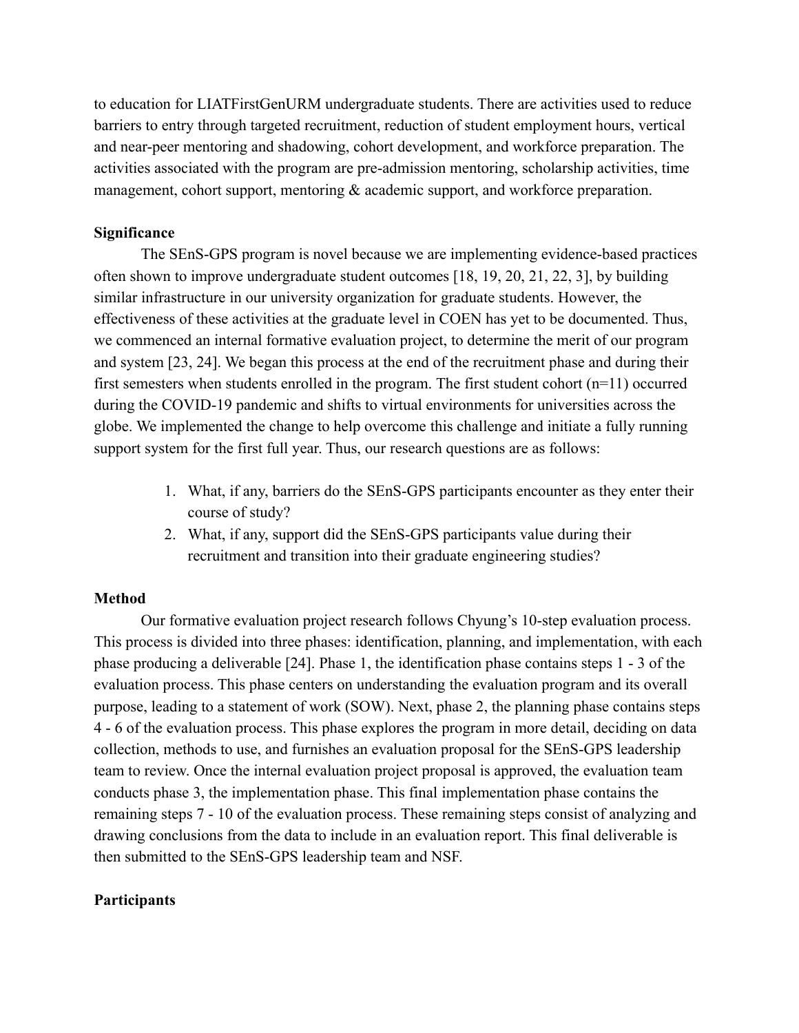to education for LIATFirstGenURM undergraduate students. There are activities used to reduce barriers to entry through targeted recruitment, reduction of student employment hours, vertical and near-peer mentoring and shadowing, cohort development, and workforce preparation. The activities associated with the program are pre-admission mentoring, scholarship activities, time management, cohort support, mentoring & academic support, and workforce preparation.

**Significance**

The SEnS-GPS program is novel because we are implementing evidence-based practices often shown to improve undergraduate student outcomes [18, 19, 20, 21, 22, 3], by building similar infrastructure in our university organization for graduate students. However, the effectiveness of these activities at the graduate level in COEN has yet to be documented. Thus, we commenced an internal formative evaluation project, to determine the merit of our program and system [23, 24]. We began this process at the end of the recruitment phase and during their first semesters when students enrolled in the program. The first student cohort (n=11) occurred during the COVID-19 pandemic and shifts to virtual environments for universities across the globe. We implemented the change to help overcome this challenge and initiate a fully running support system for the first full year. Thus, our research questions are as follows:

1. What, if any, barriers do the SEnS-GPS participants encounter as they enter their course of study?
2. What, if any, support did the SEnS-GPS participants value during their recruitment and transition into their graduate engineering studies?

**Method**

Our formative evaluation project research follows Chyung's 10-step evaluation process. This process is divided into three phases: identification, planning, and implementation, with each phase producing a deliverable [24]. Phase 1, the identification phase contains steps 1 - 3 of the evaluation process. This phase centers on understanding the evaluation program and its overall purpose, leading to a statement of work (SOW). Next, phase 2, the planning phase contains steps 4 - 6 of the evaluation process. This phase explores the program in more detail, deciding on data collection, methods to use, and furnishes an evaluation proposal for the SEnS-GPS leadership team to review. Once the internal evaluation project proposal is approved, the evaluation team conducts phase 3, the implementation phase. This final implementation phase contains the remaining steps 7 - 10 of the evaluation process. These remaining steps consist of analyzing and drawing conclusions from the data to include in an evaluation report. This final deliverable is then submitted to the SEnS-GPS leadership team and NSF.

**Participants**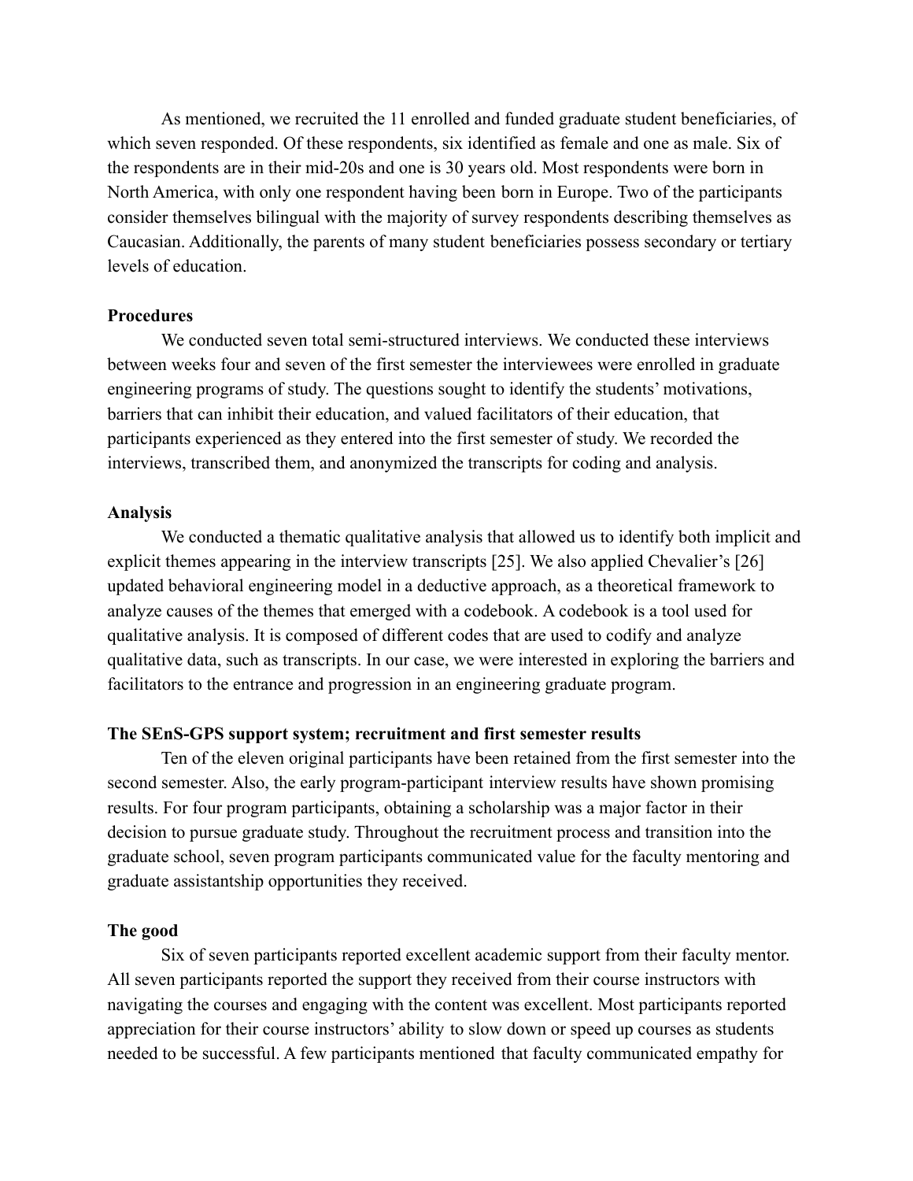As mentioned, we recruited the 11 enrolled and funded graduate student beneficiaries, of which seven responded. Of these respondents, six identified as female and one as male. Six of the respondents are in their mid-20s and one is 30 years old. Most respondents were born in North America, with only one respondent having been born in Europe. Two of the participants consider themselves bilingual with the majority of survey respondents describing themselves as Caucasian. Additionally, the parents of many student beneficiaries possess secondary or tertiary levels of education.

**Procedures**

We conducted seven total semi-structured interviews. We conducted these interviews between weeks four and seven of the first semester the interviewees were enrolled in graduate engineering programs of study. The questions sought to identify the students' motivations, barriers that can inhibit their education, and valued facilitators of their education, that participants experienced as they entered into the first semester of study. We recorded the interviews, transcribed them, and anonymized the transcripts for coding and analysis.

**Analysis**

We conducted a thematic qualitative analysis that allowed us to identify both implicit and explicit themes appearing in the interview transcripts [25]. We also applied Chevalier's [26] updated behavioral engineering model in a deductive approach, as a theoretical framework to analyze causes of the themes that emerged with a codebook. A codebook is a tool used for qualitative analysis. It is composed of different codes that are used to codify and analyze qualitative data, such as transcripts. In our case, we were interested in exploring the barriers and facilitators to the entrance and progression in an engineering graduate program.

**The SEnS-GPS support system; recruitment and first semester results**

Ten of the eleven original participants have been retained from the first semester into the second semester. Also, the early program-participant interview results have shown promising results. For four program participants, obtaining a scholarship was a major factor in their decision to pursue graduate study. Throughout the recruitment process and transition into the graduate school, seven program participants communicated value for the faculty mentoring and graduate assistantship opportunities they received.

**The good**

Six of seven participants reported excellent academic support from their faculty mentor. All seven participants reported the support they received from their course instructors with navigating the courses and engaging with the content was excellent. Most participants reported appreciation for their course instructors' ability to slow down or speed up courses as students needed to be successful. A few participants mentioned that faculty communicated empathy for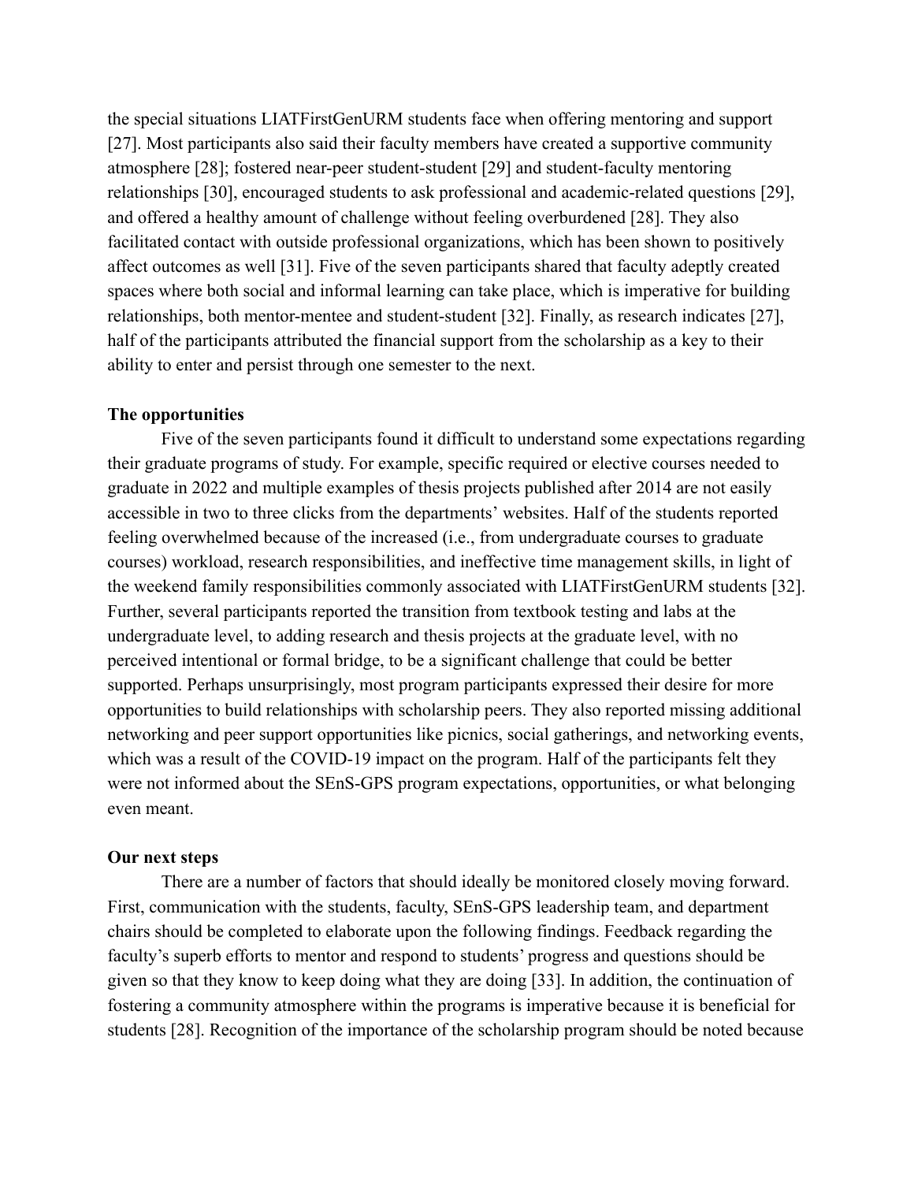the special situations LIATFirstGenURM students face when offering mentoring and support [27]. Most participants also said their faculty members have created a supportive community atmosphere [28]; fostered near-peer student-student [29] and student-faculty mentoring relationships [30], encouraged students to ask professional and academic-related questions [29], and offered a healthy amount of challenge without feeling overburdened [28]. They also facilitated contact with outside professional organizations, which has been shown to positively affect outcomes as well [31]. Five of the seven participants shared that faculty adeptly created spaces where both social and informal learning can take place, which is imperative for building relationships, both mentor-mentee and student-student [32]. Finally, as research indicates [27], half of the participants attributed the financial support from the scholarship as a key to their ability to enter and persist through one semester to the next.

### The opportunities

Five of the seven participants found it difficult to understand some expectations regarding their graduate programs of study. For example, specific required or elective courses needed to graduate in 2022 and multiple examples of thesis projects published after 2014 are not easily accessible in two to three clicks from the departments' websites. Half of the students reported feeling overwhelmed because of the increased (i.e., from undergraduate courses to graduate courses) workload, research responsibilities, and ineffective time management skills, in light of the weekend family responsibilities commonly associated with LIATFirstGenURM students [32]. Further, several participants reported the transition from textbook testing and labs at the undergraduate level, to adding research and thesis projects at the graduate level, with no perceived intentional or formal bridge, to be a significant challenge that could be better supported. Perhaps unsurprisingly, most program participants expressed their desire for more opportunities to build relationships with scholarship peers. They also reported missing additional networking and peer support opportunities like picnics, social gatherings, and networking events, which was a result of the COVID-19 impact on the program. Half of the participants felt they were not informed about the SEnS-GPS program expectations, opportunities, or what belonging even meant.

### Our next steps

There are a number of factors that should ideally be monitored closely moving forward. First, communication with the students, faculty, SEnS-GPS leadership team, and department chairs should be completed to elaborate upon the following findings. Feedback regarding the faculty's superb efforts to mentor and respond to students' progress and questions should be given so that they know to keep doing what they are doing [33]. In addition, the continuation of fostering a community atmosphere within the programs is imperative because it is beneficial for students [28]. Recognition of the importance of the scholarship program should be noted because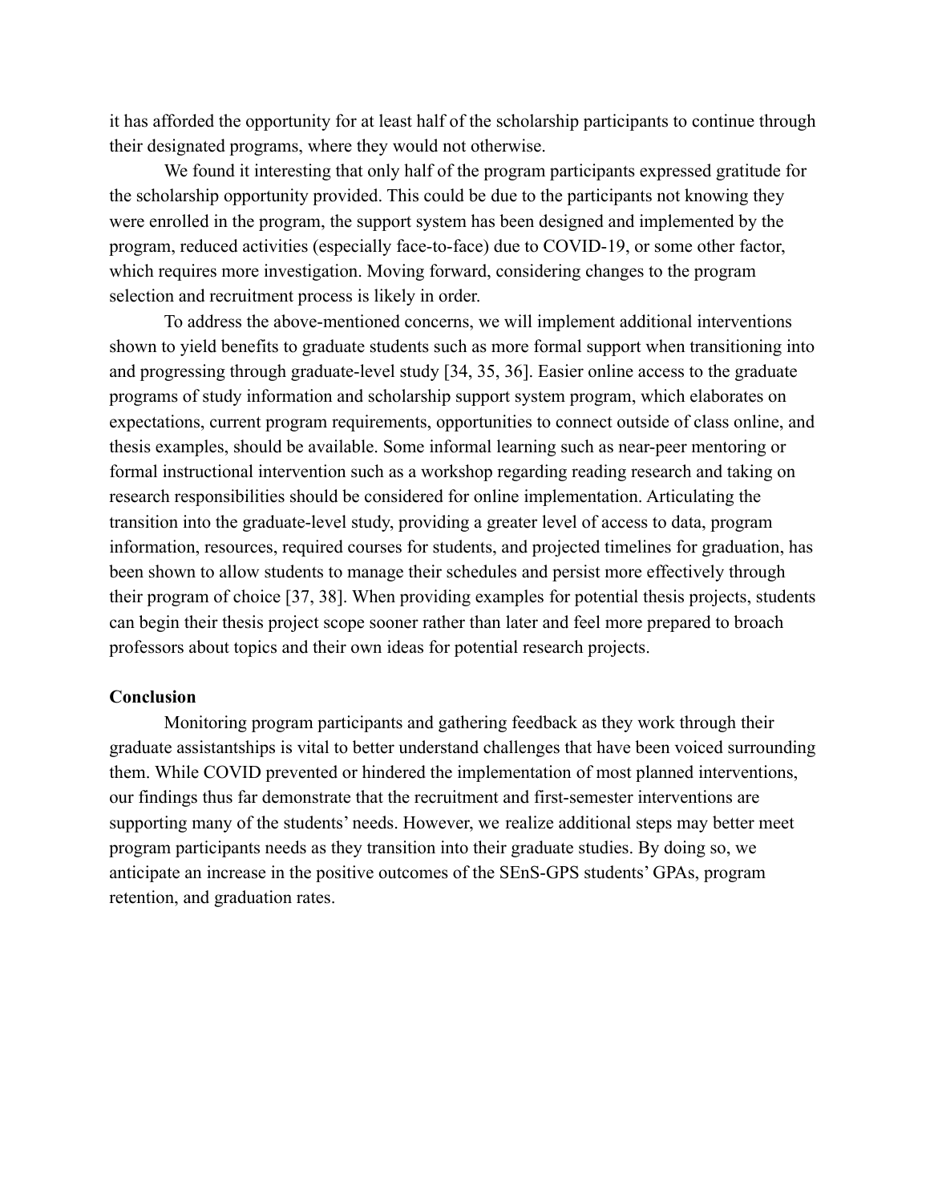it has afforded the opportunity for at least half of the scholarship participants to continue through their designated programs, where they would not otherwise.

We found it interesting that only half of the program participants expressed gratitude for the scholarship opportunity provided. This could be due to the participants not knowing they were enrolled in the program, the support system has been designed and implemented by the program, reduced activities (especially face-to-face) due to COVID-19, or some other factor, which requires more investigation. Moving forward, considering changes to the program selection and recruitment process is likely in order.

To address the above-mentioned concerns, we will implement additional interventions shown to yield benefits to graduate students such as more formal support when transitioning into and progressing through graduate-level study [34, 35, 36]. Easier online access to the graduate programs of study information and scholarship support system program, which elaborates on expectations, current program requirements, opportunities to connect outside of class online, and thesis examples, should be available. Some informal learning such as near-peer mentoring or formal instructional intervention such as a workshop regarding reading research and taking on research responsibilities should be considered for online implementation. Articulating the transition into the graduate-level study, providing a greater level of access to data, program information, resources, required courses for students, and projected timelines for graduation, has been shown to allow students to manage their schedules and persist more effectively through their program of choice [37, 38]. When providing examples for potential thesis projects, students can begin their thesis project scope sooner rather than later and feel more prepared to broach professors about topics and their own ideas for potential research projects.

## Conclusion

Monitoring program participants and gathering feedback as they work through their graduate assistantships is vital to better understand challenges that have been voiced surrounding them. While COVID prevented or hindered the implementation of most planned interventions, our findings thus far demonstrate that the recruitment and first-semester interventions are supporting many of the students' needs. However, we realize additional steps may better meet program participants needs as they transition into their graduate studies. By doing so, we anticipate an increase in the positive outcomes of the SEnS-GPS students' GPAs, program retention, and graduation rates.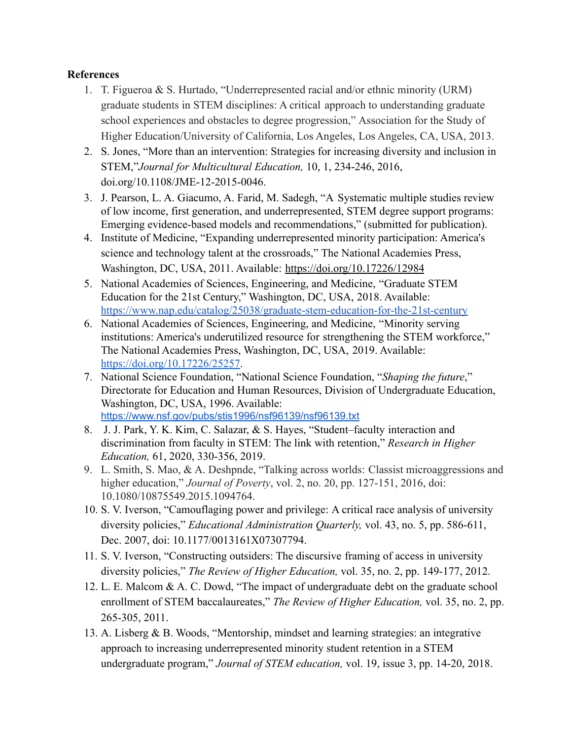**References**

1. T. Figueroa & S. Hurtado, "Underrepresented racial and/or ethnic minority (URM) graduate students in STEM disciplines: A critical approach to understanding graduate school experiences and obstacles to degree progression," Association for the Study of Higher Education/University of California, Los Angeles, Los Angeles, CA, USA, 2013.
2. S. Jones, "More than an intervention: Strategies for increasing diversity and inclusion in STEM,"*Journal for Multicultural Education,* 10, 1, 234-246, 2016, doi.org/10.1108/JME-12-2015-0046.
3. J. Pearson, L. A. Giacumo, A. Farid, M. Sadegh, "A Systematic multiple studies review of low income, first generation, and underrepresented, STEM degree support programs: Emerging evidence-based models and recommendations," (submitted for publication).
4. Institute of Medicine, "Expanding underrepresented minority participation: America's science and technology talent at the crossroads," The National Academies Press, Washington, DC, USA, 2011. Available: https://doi.org/10.17226/12984
5. National Academies of Sciences, Engineering, and Medicine, "Graduate STEM Education for the 21st Century," Washington, DC, USA, 2018. Available: https://www.nap.edu/catalog/25038/graduate-stem-education-for-the-21st-century
6. National Academies of Sciences, Engineering, and Medicine, "Minority serving institutions: America's underutilized resource for strengthening the STEM workforce," The National Academies Press, Washington, DC, USA, 2019. Available: https://doi.org/10.17226/25257.
7. National Science Foundation, "National Science Foundation, "*Shaping the future*," Directorate for Education and Human Resources, Division of Undergraduate Education, Washington, DC, USA, 1996. Available: https://www.nsf.gov/pubs/stis1996/nsf96139/nsf96139.txt
8. J. J. Park, Y. K. Kim, C. Salazar, & S. Hayes, "Student–faculty interaction and discrimination from faculty in STEM: The link with retention," *Research in Higher Education,* 61, 2020, 330-356, 2019.
9. L. Smith, S. Mao, & A. Deshpnde, "Talking across worlds: Classist microaggressions and higher education," *Journal of Poverty*, vol. 2, no. 20, pp. 127-151, 2016, doi: 10.1080/10875549.2015.1094764.
10. S. V. Iverson, "Camouflaging power and privilege: A critical race analysis of university diversity policies," *Educational Administration Quarterly,* vol. 43, no. 5, pp. 586-611, Dec. 2007, doi: 10.1177/0013161X07307794.
11. S. V. Iverson, "Constructing outsiders: The discursive framing of access in university diversity policies," *The Review of Higher Education,* vol. 35, no. 2, pp. 149-177, 2012.
12. L. E. Malcom & A. C. Dowd, "The impact of undergraduate debt on the graduate school enrollment of STEM baccalaureates," *The Review of Higher Education,* vol. 35, no. 2, pp. 265-305, 2011.
13. A. Lisberg & B. Woods, "Mentorship, mindset and learning strategies: an integrative approach to increasing underrepresented minority student retention in a STEM undergraduate program," *Journal of STEM education,* vol. 19, issue 3, pp. 14-20, 2018.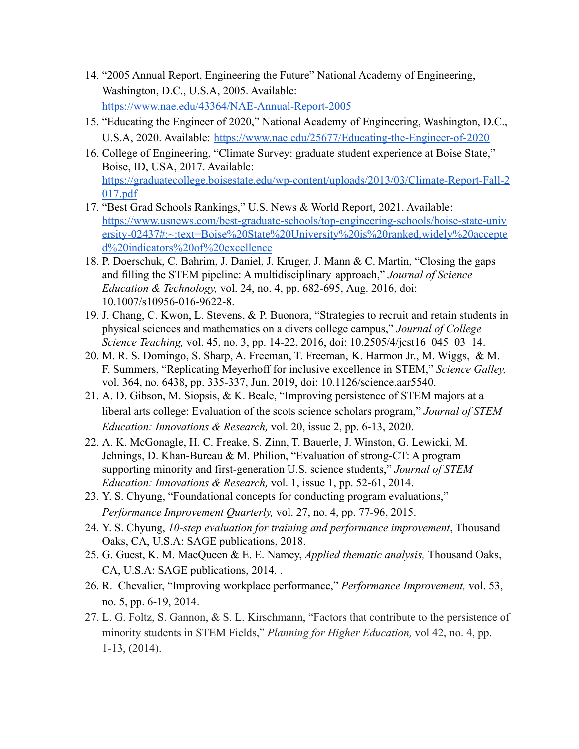14. "2005 Annual Report, Engineering the Future" National Academy of Engineering, Washington, D.C., U.S.A, 2005. Available: https://www.nae.edu/43364/NAE-Annual-Report-2005
15. "Educating the Engineer of 2020," National Academy of Engineering, Washington, D.C., U.S.A, 2020. Available: https://www.nae.edu/25677/Educating-the-Engineer-of-2020
16. College of Engineering, "Climate Survey: graduate student experience at Boise State," Boise, ID, USA, 2017. Available: https://graduatecollege.boisestate.edu/wp-content/uploads/2013/03/Climate-Report-Fall-2017.pdf
17. "Best Grad Schools Rankings," U.S. News & World Report, 2021. Available: https://www.usnews.com/best-graduate-schools/top-engineering-schools/boise-state-university-02437#:~:text=Boise%20State%20University%20is%20ranked,widely%20accepted%20indicators%20of%20excellence
18. P. Doerschuk, C. Bahrim, J. Daniel, J. Kruger, J. Mann & C. Martin, "Closing the gaps and filling the STEM pipeline: A multidisciplinary approach," *Journal of Science Education & Technology,* vol. 24, no. 4, pp. 682-695, Aug. 2016, doi: 10.1007/s10956-016-9622-8.
19. J. Chang, C. Kwon, L. Stevens, & P. Buonora, "Strategies to recruit and retain students in physical sciences and mathematics on a divers college campus," *Journal of College Science Teaching,* vol. 45, no. 3, pp. 14-22, 2016, doi: 10.2505/4/jcst16_045_03_14.
20. M. R. S. Domingo, S. Sharp, A. Freeman, T. Freeman, K. Harmon Jr., M. Wiggs, & M. F. Summers, "Replicating Meyerhoff for inclusive excellence in STEM," *Science Galley,* vol. 364, no. 6438, pp. 335-337, Jun. 2019, doi: 10.1126/science.aar5540.
21. A. D. Gibson, M. Siopsis, & K. Beale, "Improving persistence of STEM majors at a liberal arts college: Evaluation of the scots science scholars program," *Journal of STEM Education: Innovations & Research,* vol. 20, issue 2, pp. 6-13, 2020.
22. A. K. McGonagle, H. C. Freake, S. Zinn, T. Bauerle, J. Winston, G. Lewicki, M. Jehnings, D. Khan-Bureau & M. Philion, "Evaluation of strong-CT: A program supporting minority and first-generation U.S. science students," *Journal of STEM Education: Innovations & Research,* vol. 1, issue 1, pp. 52-61, 2014.
23. Y. S. Chyung, "Foundational concepts for conducting program evaluations," *Performance Improvement Quarterly,* vol. 27, no. 4, pp. 77-96, 2015.
24. Y. S. Chyung, *10-step evaluation for training and performance improvement*, Thousand Oaks, CA, U.S.A: SAGE publications, 2018.
25. G. Guest, K. M. MacQueen & E. E. Namey, *Applied thematic analysis,* Thousand Oaks, CA, U.S.A: SAGE publications, 2014. .
26. R. Chevalier, "Improving workplace performance," *Performance Improvement,* vol. 53, no. 5, pp. 6-19, 2014.
27. L. G. Foltz, S. Gannon, & S. L. Kirschmann, "Factors that contribute to the persistence of minority students in STEM Fields," *Planning for Higher Education,* vol 42, no. 4, pp. 1-13, (2014).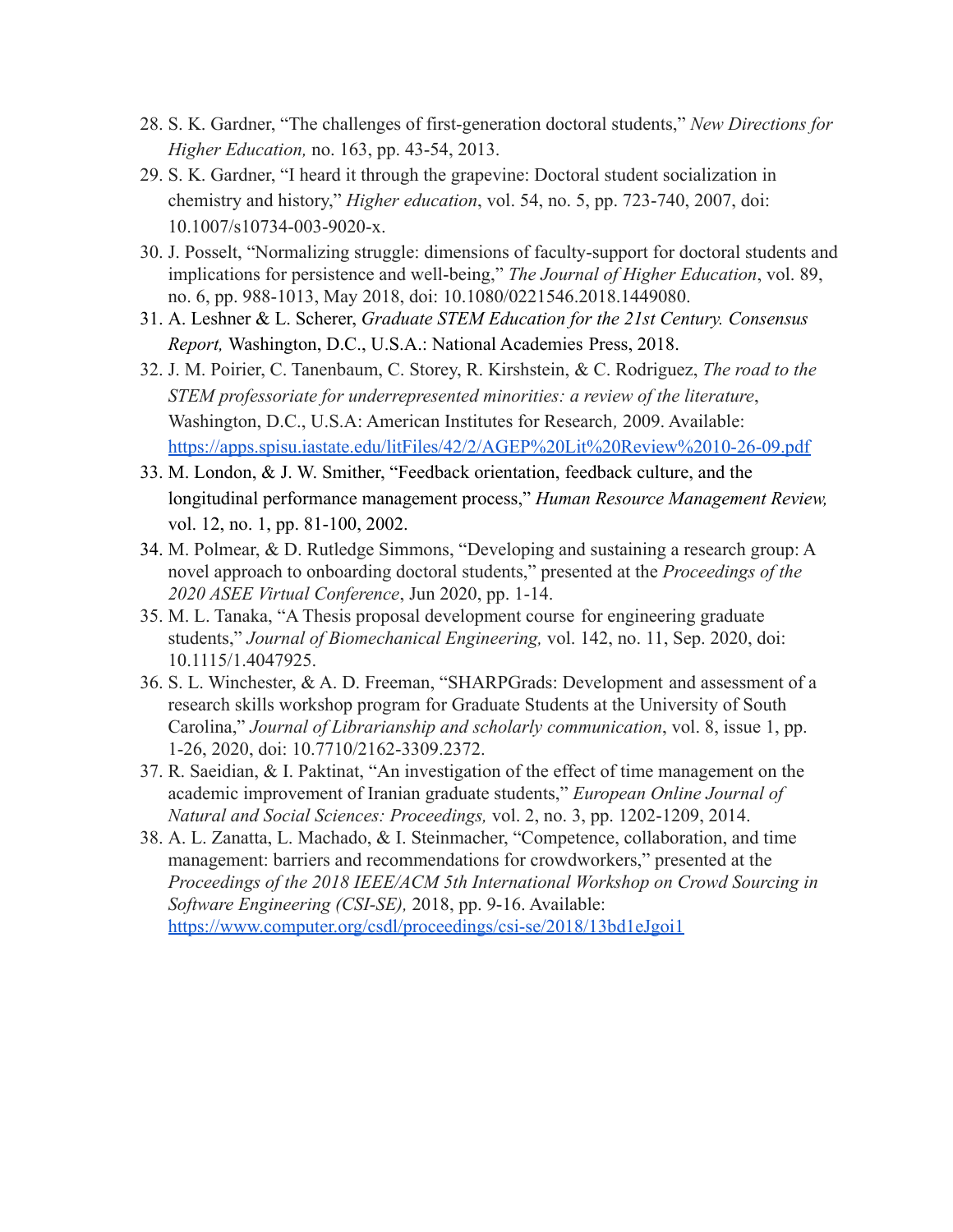28. S. K. Gardner, "The challenges of first-generation doctoral students," *New Directions for Higher Education,* no. 163, pp. 43-54, 2013.
29. S. K. Gardner, "I heard it through the grapevine: Doctoral student socialization in chemistry and history," *Higher education*, vol. 54, no. 5, pp. 723-740, 2007, doi: 10.1007/s10734-003-9020-x.
30. J. Posselt, "Normalizing struggle: dimensions of faculty-support for doctoral students and implications for persistence and well-being," *The Journal of Higher Education*, vol. 89, no. 6, pp. 988-1013, May 2018, doi: 10.1080/0221546.2018.1449080.
31. A. Leshner & L. Scherer, *Graduate STEM Education for the 21st Century. Consensus Report,* Washington, D.C., U.S.A.: National Academies Press, 2018.
32. J. M. Poirier, C. Tanenbaum, C. Storey, R. Kirshstein, & C. Rodriguez, *The road to the STEM professoriate for underrepresented minorities: a review of the literature*, Washington, D.C., U.S.A: American Institutes for Research*,* 2009. Available: https://apps.spisu.iastate.edu/litFiles/42/2/AGEP%20Lit%20Review%2010-26-09.pdf
33. M. London, & J. W. Smither, "Feedback orientation, feedback culture, and the longitudinal performance management process," *Human Resource Management Review,* vol. 12, no. 1, pp. 81-100, 2002.
34. M. Polmear, & D. Rutledge Simmons, "Developing and sustaining a research group: A novel approach to onboarding doctoral students," presented at the *Proceedings of the 2020 ASEE Virtual Conference*, Jun 2020, pp. 1-14.
35. M. L. Tanaka, "A Thesis proposal development course for engineering graduate students," *Journal of Biomechanical Engineering,* vol. 142, no. 11, Sep. 2020, doi: 10.1115/1.4047925.
36. S. L. Winchester, & A. D. Freeman, "SHARPGrads: Development and assessment of a research skills workshop program for Graduate Students at the University of South Carolina," *Journal of Librarianship and scholarly communication*, vol. 8, issue 1, pp. 1-26, 2020, doi: 10.7710/2162-3309.2372.
37. R. Saeidian, & I. Paktinat, "An investigation of the effect of time management on the academic improvement of Iranian graduate students," *European Online Journal of Natural and Social Sciences: Proceedings,* vol. 2, no. 3, pp. 1202-1209, 2014.
38. A. L. Zanatta, L. Machado, & I. Steinmacher, "Competence, collaboration, and time management: barriers and recommendations for crowdworkers," presented at the *Proceedings of the 2018 IEEE/ACM 5th International Workshop on Crowd Sourcing in Software Engineering (CSI-SE),* 2018, pp. 9-16. Available: https://www.computer.org/csdl/proceedings/csi-se/2018/13bd1eJgoi1